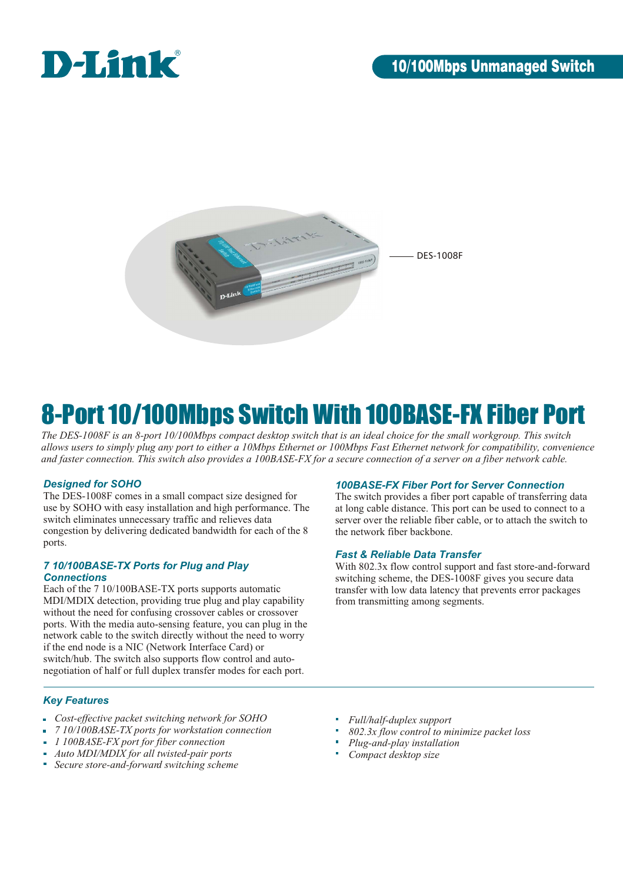D-Link

10/100Mbps Unmanaged Switch

DES-1008F

# 8-Port 10/100Mbps Switch With 100BASE-FX Fiber Port

*The DES-1008F is an 8-port 10/100Mbps compact desktop switch that is an ideal choice for the small workgroup. This switch allows users to simply plug any port to either a 10Mbps Ethernet or 100Mbps Fast Ethernet network for compatibility, convenience and faster connection. This switch also provides a 100BASE-FX for a secure connection of a server on a fiber network cable.*

### *Designed for SOHO*

The DES-1008F comes in a small compact size designed for use by SOHO with easy installation and high performance. The switch eliminates unnecessary traffic and relieves data congestion by delivering dedicated bandwidth for each of the 8 ports.

### *7 10/100BASE-TX Ports for Plug and Play Connections*

Each of the 7 10/100BASE-TX ports supports automatic MDI/MDIX detection, providing true plug and play capability without the need for confusing crossover cables or crossover ports. With the media auto-sensing feature, you can plug in the network cable to the switch directly without the need to worry if the end node is a NIC (Network Interface Card) or switch/hub. The switch also supports flow control and auto-negotiation of half or full duplex transfer modes for each port.

### *100BASE-FX Fiber Port for Server Connection*

The switch provides a fiber port capable of transferring data at long cable distance. This port can be used to connect to a server over the reliable fiber cable, or to attach the switch to the network fiber backbone.

### *Fast & Reliable Data Transfer*

With 802.3x flow control support and fast store-and-forward switching scheme, the DES-1008F gives you secure data transfer with low data latency that prevents error packages from transmitting among segments.

### *Key Features*

- *Cost-effective packet switching network for SOHO*
- *7 10/100BASE-TX ports for workstation connection*
- *1 100BASE-FX port for fiber connection*
- *Auto MDI/MDIX for all twisted-pair ports*
- *Secure store-and-forward switching scheme*
- *Full/half-duplex support*
- *802.3x flow control to minimize packet loss*
- *Plug-and-play installation*
- *Compact desktop size*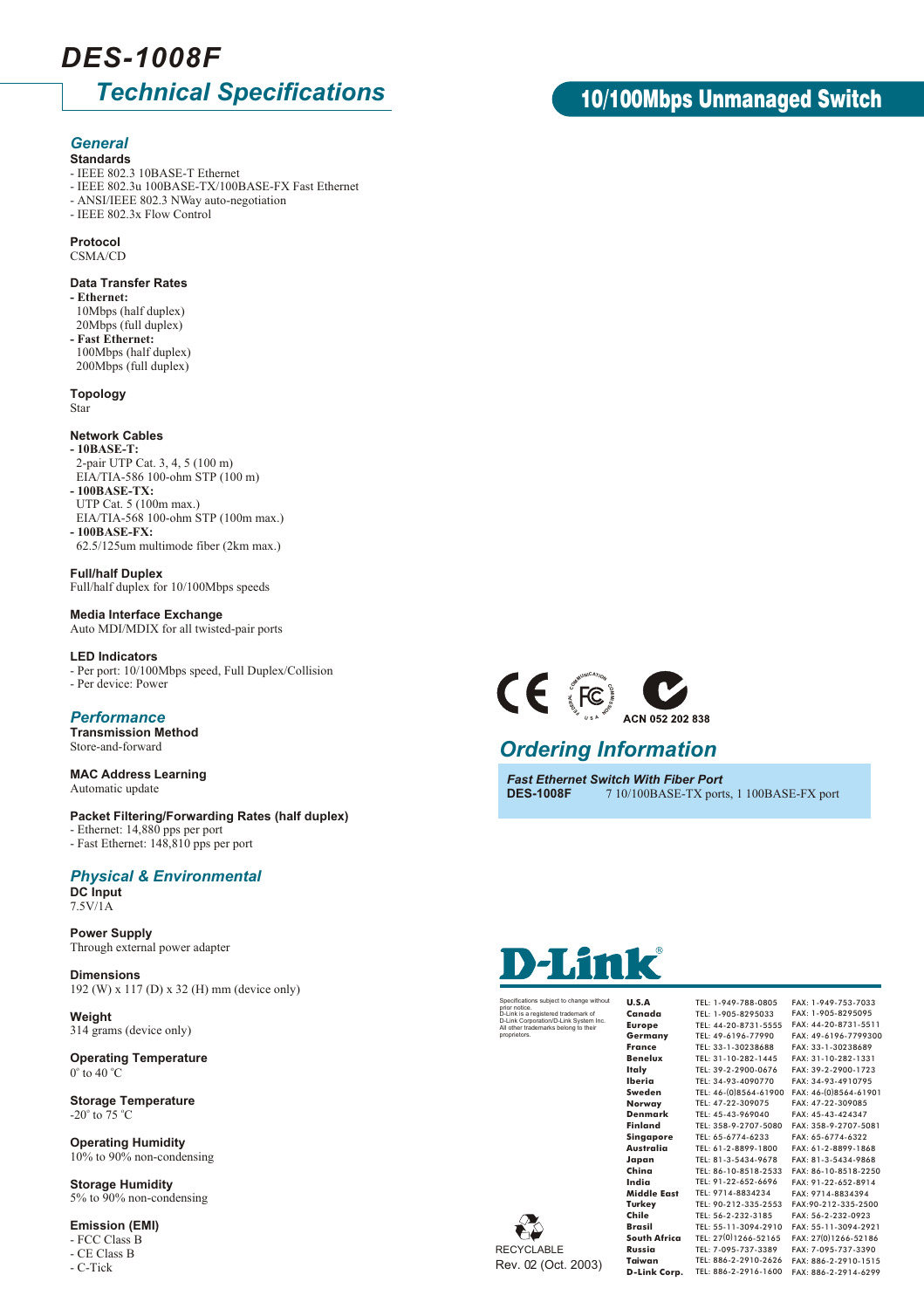# DES-1008F

## Technical Specifications

**10/100Mbps Unmanaged Switch**

### General

**Standards**
- IEEE 802.3 10BASE-T Ethernet
- IEEE 802.3u 100BASE-TX/100BASE-FX Fast Ethernet
- ANSI/IEEE 802.3 NWay auto-negotiation
- IEEE 802.3x Flow Control

**Protocol**
CSMA/CD

**Data Transfer Rates**
- **Ethernet:**
  10Mbps (half duplex)
  20Mbps (full duplex)
- **Fast Ethernet:**
  100Mbps (half duplex)
  200Mbps (full duplex)

**Topology**
Star

**Network Cables**
- **10BASE-T:**
  2-pair UTP Cat. 3, 4, 5 (100 m)
  EIA/TIA-586 100-ohm STP (100 m)
- **100BASE-TX:**
  UTP Cat. 5 (100m max.)
  EIA/TIA-568 100-ohm STP (100m max.)
- **100BASE-FX:**
  62.5/125um multimode fiber (2km max.)

**Full/half Duplex**
Full/half duplex for 10/100Mbps speeds

**Media Interface Exchange**
Auto MDI/MDIX for all twisted-pair ports

**LED Indicators**
- Per port: 10/100Mbps speed, Full Duplex/Collision
- Per device: Power

### Performance

**Transmission Method**
Store-and-forward

**MAC Address Learning**
Automatic update

**Packet Filtering/Forwarding Rates (half duplex)**
- Ethernet: 14,880 pps per port
- Fast Ethernet: 148,810 pps per port

### Physical & Environmental

**DC Input**
7.5V/1A

**Power Supply**
Through external power adapter

**Dimensions**
192 (W) x 117 (D) x 32 (H) mm (device only)

**Weight**
314 grams (device only)

**Operating Temperature**
0° to 40 °C

**Storage Temperature**
-20° to 75 °C

**Operating Humidity**
10% to 90% non-condensing

**Storage Humidity**
5% to 90% non-condensing

**Emission (EMI)**
- FCC Class B
- CE Class B
- C-Tick

ACN 052 202 838

## Ordering Information

| | |
|---|---|
| ***Fast Ethernet Switch With Fiber Port*** | |
| **DES-1008F** | 7 10/100BASE-TX ports, 1 100BASE-FX port |

D-Link®

Specifications subject to change without prior notice.
D-Link is a registered trademark of D-Link Corporation/D-Link System Inc.
All other trademarks belong to their proprietors.

| | | |
|---|---|---|
| **U.S.A** | TEL: 1-949-788-0805 | FAX: 1-949-753-7033 |
| **Canada** | TEL: 1-905-8295033 | FAX: 1-905-8295095 |
| **Europe** | TEL: 44-20-8731-5555 | FAX: 44-20-8731-5511 |
| **Germany** | TEL: 49-6196-77990 | FAX: 49-6196-7799300 |
| **France** | TEL: 33-1-30238688 | FAX: 33-1-30238689 |
| **Benelux** | TEL: 31-10-282-1445 | FAX: 31-10-282-1331 |
| **Italy** | TEL: 39-2-2900-0676 | FAX: 39-2-2900-1723 |
| **Iberia** | TEL: 34-93-4090770 | FAX: 34-93-4910795 |
| **Sweden** | TEL: 46-(0)8564-61900 | FAX: 46-(0)8564-61901 |
| **Norway** | TEL: 47-22-309075 | FAX: 47-22-309085 |
| **Denmark** | TEL: 45-43-969040 | FAX: 45-43-424347 |
| **Finland** | TEL: 358-9-2707-5080 | FAX: 358-9-2707-5081 |
| **Singapore** | TEL: 65-6774-6233 | FAX: 65-6774-6322 |
| **Australia** | TEL: 61-2-8899-1800 | FAX: 61-2-8899-1868 |
| **Japan** | TEL: 81-3-5434-9678 | FAX: 81-3-5434-9868 |
| **China** | TEL: 86-10-8518-2533 | FAX: 86-10-8518-2250 |
| **India** | TEL: 91-22-652-6696 | FAX: 91-22-652-8914 |
| **Middle East** | TEL: 9714-8834234 | FAX: 9714-8834394 |
| **Turkey** | TEL: 90-212-335-2553 | FAX:90-212-335-2500 |
| **Chile** | TEL: 56-2-232-3185 | FAX: 56-2-232-0923 |
| **Brasil** | TEL: 55-11-3094-2910 | FAX: 55-11-3094-2921 |
| **South Africa** | TEL: 27(0)1266-52165 | FAX: 27(0)1266-52186 |
| **Russia** | TEL: 7-095-737-3389 | FAX: 7-095-737-3390 |
| **Taiwan** | TEL: 886-2-2910-2626 | FAX: 886-2-2910-1515 |
| **D-Link Corp.** | TEL: 886-2-2916-1600 | FAX: 886-2-2914-6299 |

RECYCLABLE

Rev. 02 (Oct. 2003)